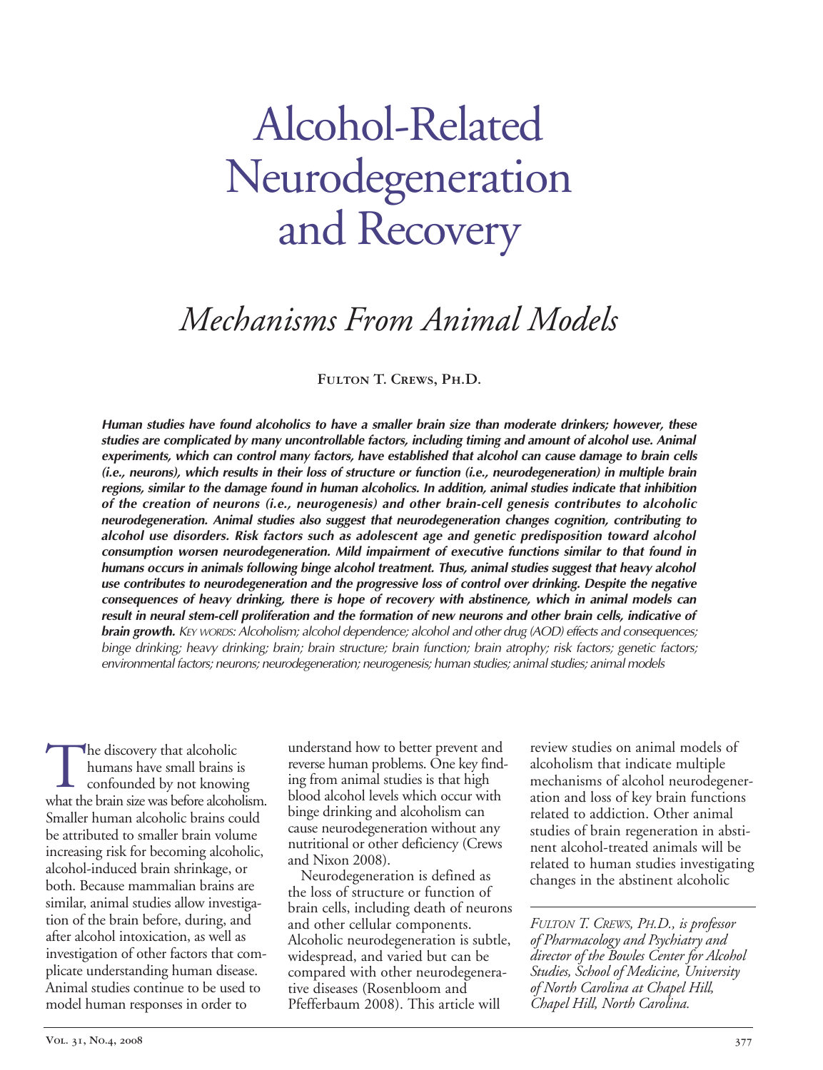# Alcohol-Related Neurodegeneration and Recovery

## *Mechanisms From Animal Models*

**Fulton T. Crews, Ph.D.**

***Human studies have found alcoholics to have a smaller brain size than moderate drinkers; however, these studies are complicated by many uncontrollable factors, including timing and amount of alcohol use. Animal experiments, which can control many factors, have established that alcohol can cause damage to brain cells (i.e., neurons), which results in their loss of structure or function (i.e., neurodegeneration) in multiple brain regions, similar to the damage found in human alcoholics. In addition, animal studies indicate that inhibition of the creation of neurons (i.e., neurogenesis) and other brain-cell genesis contributes to alcoholic neurodegeneration. Animal studies also suggest that neurodegeneration changes cognition, contributing to alcohol use disorders. Risk factors such as adolescent age and genetic predisposition toward alcohol consumption worsen neurodegeneration. Mild impairment of executive functions similar to that found in humans occurs in animals following binge alcohol treatment. Thus, animal studies suggest that heavy alcohol use contributes to neurodegeneration and the progressive loss of control over drinking. Despite the negative consequences of heavy drinking, there is hope of recovery with abstinence, which in animal models can result in neural stem-cell proliferation and the formation of new neurons and other brain cells, indicative of brain growth.*** *Key words: Alcoholism; alcohol dependence; alcohol and other drug (AOD) effects and consequences; binge drinking; heavy drinking; brain; brain structure; brain function; brain atrophy; risk factors; genetic factors; environmental factors; neurons; neurodegeneration; neurogenesis; human studies; animal studies; animal models*

The discovery that alcoholic humans have small brains is confounded by not knowing what the brain size was before alcoholism. Smaller human alcoholic brains could be attributed to smaller brain volume increasing risk for becoming alcoholic, alcohol-induced brain shrinkage, or both. Because mammalian brains are similar, animal studies allow investigation of the brain before, during, and after alcohol intoxication, as well as investigation of other factors that complicate understanding human disease. Animal studies continue to be used to model human responses in order to understand how to better prevent and reverse human problems. One key finding from animal studies is that high blood alcohol levels which occur with binge drinking and alcoholism can cause neurodegeneration without any nutritional or other deficiency (Crews and Nixon 2008).

Neurodegeneration is defined as the loss of structure or function of brain cells, including death of neurons and other cellular components. Alcoholic neurodegeneration is subtle, widespread, and varied but can be compared with other neurodegenerative diseases (Rosenbloom and Pfefferbaum 2008). This article will review studies on animal models of alcoholism that indicate multiple mechanisms of alcohol neurodegeneration and loss of key brain functions related to addiction. Other animal studies of brain regeneration in abstinent alcohol-treated animals will be related to human studies investigating changes in the abstinent alcoholic

*Fulton T. Crews, Ph.D., is professor of Pharmacology and Psychiatry and director of the Bowles Center for Alcohol Studies, School of Medicine, University of North Carolina at Chapel Hill, Chapel Hill, North Carolina.*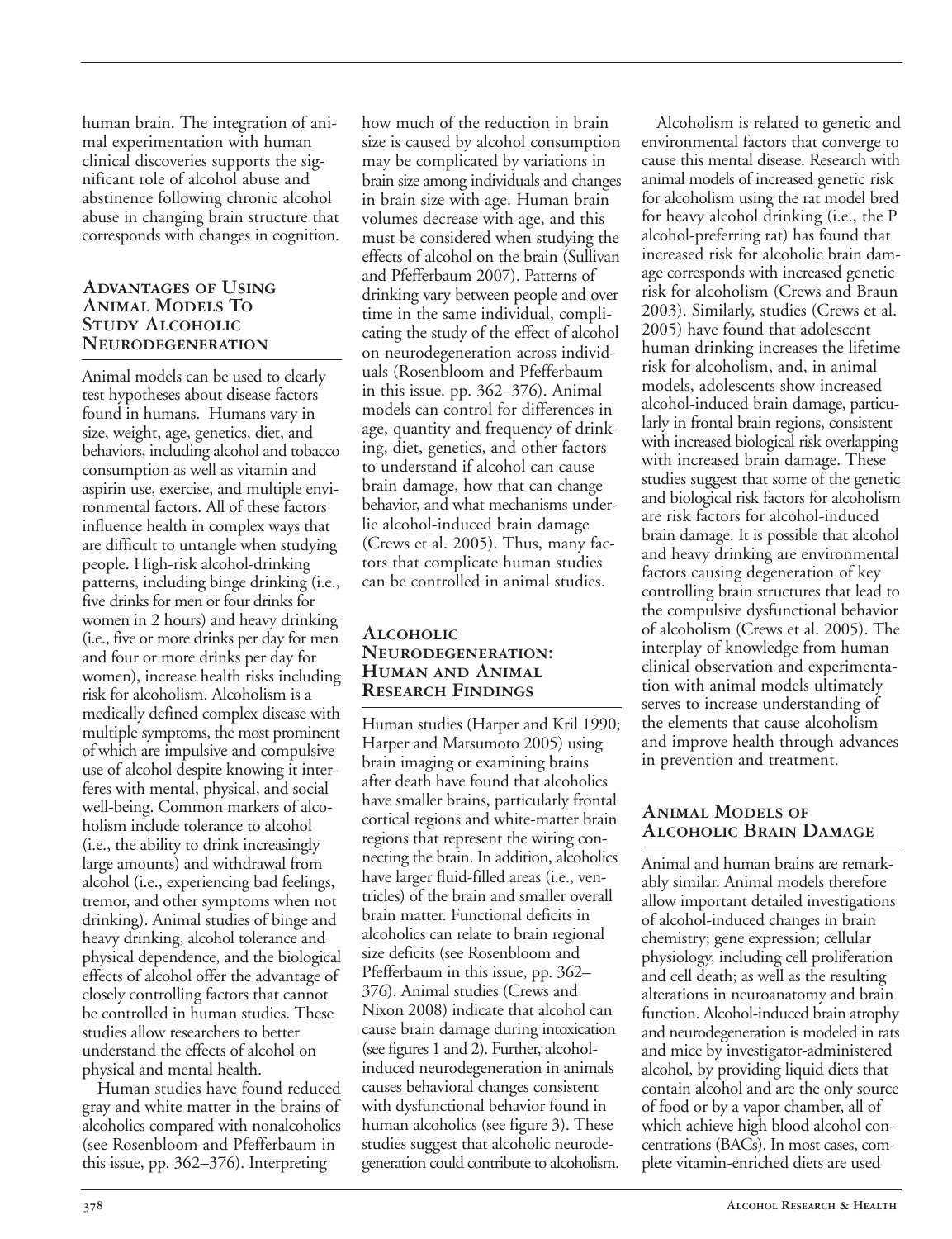human brain. The integration of animal experimentation with human clinical discoveries supports the significant role of alcohol abuse and abstinence following chronic alcohol abuse in changing brain structure that corresponds with changes in cognition.

## Advantages of Using Animal Models To Study Alcoholic Neurodegeneration

Animal models can be used to clearly test hypotheses about disease factors found in humans. Humans vary in size, weight, age, genetics, diet, and behaviors, including alcohol and tobacco consumption as well as vitamin and aspirin use, exercise, and multiple environmental factors. All of these factors influence health in complex ways that are difficult to untangle when studying people. High-risk alcohol-drinking patterns, including binge drinking (i.e., five drinks for men or four drinks for women in 2 hours) and heavy drinking (i.e., five or more drinks per day for men and four or more drinks per day for women), increase health risks including risk for alcoholism. Alcoholism is a medically defined complex disease with multiple symptoms, the most prominent of which are impulsive and compulsive use of alcohol despite knowing it interferes with mental, physical, and social well-being. Common markers of alcoholism include tolerance to alcohol (i.e., the ability to drink increasingly large amounts) and withdrawal from alcohol (i.e., experiencing bad feelings, tremor, and other symptoms when not drinking). Animal studies of binge and heavy drinking, alcohol tolerance and physical dependence, and the biological effects of alcohol offer the advantage of closely controlling factors that cannot be controlled in human studies. These studies allow researchers to better understand the effects of alcohol on physical and mental health.

Human studies have found reduced gray and white matter in the brains of alcoholics compared with nonalcoholics (see Rosenbloom and Pfefferbaum in this issue, pp. 362–376). Interpreting how much of the reduction in brain size is caused by alcohol consumption may be complicated by variations in brain size among individuals and changes in brain size with age. Human brain volumes decrease with age, and this must be considered when studying the effects of alcohol on the brain (Sullivan and Pfefferbaum 2007). Patterns of drinking vary between people and over time in the same individual, complicating the study of the effect of alcohol on neurodegeneration across individuals (Rosenbloom and Pfefferbaum in this issue. pp. 362–376). Animal models can control for differences in age, quantity and frequency of drinking, diet, genetics, and other factors to understand if alcohol can cause brain damage, how that can change behavior, and what mechanisms underlie alcohol-induced brain damage (Crews et al. 2005). Thus, many factors that complicate human studies can be controlled in animal studies.

## Alcoholic Neurodegeneration: Human and Animal Research Findings

Human studies (Harper and Kril 1990; Harper and Matsumoto 2005) using brain imaging or examining brains after death have found that alcoholics have smaller brains, particularly frontal cortical regions and white-matter brain regions that represent the wiring connecting the brain. In addition, alcoholics have larger fluid-filled areas (i.e., ventricles) of the brain and smaller overall brain matter. Functional deficits in alcoholics can relate to brain regional size deficits (see Rosenbloom and Pfefferbaum in this issue, pp. 362–376). Animal studies (Crews and Nixon 2008) indicate that alcohol can cause brain damage during intoxication (see figures 1 and 2). Further, alcohol-induced neurodegeneration in animals causes behavioral changes consistent with dysfunctional behavior found in human alcoholics (see figure 3). These studies suggest that alcoholic neurodegeneration could contribute to alcoholism.

Alcoholism is related to genetic and environmental factors that converge to cause this mental disease. Research with animal models of increased genetic risk for alcoholism using the rat model bred for heavy alcohol drinking (i.e., the P alcohol-preferring rat) has found that increased risk for alcoholic brain damage corresponds with increased genetic risk for alcoholism (Crews and Braun 2003). Similarly, studies (Crews et al. 2005) have found that adolescent human drinking increases the lifetime risk for alcoholism, and, in animal models, adolescents show increased alcohol-induced brain damage, particularly in frontal brain regions, consistent with increased biological risk overlapping with increased brain damage. These studies suggest that some of the genetic and biological risk factors for alcoholism are risk factors for alcohol-induced brain damage. It is possible that alcohol and heavy drinking are environmental factors causing degeneration of key controlling brain structures that lead to the compulsive dysfunctional behavior of alcoholism (Crews et al. 2005). The interplay of knowledge from human clinical observation and experimentation with animal models ultimately serves to increase understanding of the elements that cause alcoholism and improve health through advances in prevention and treatment.

## Animal Models of Alcoholic Brain Damage

Animal and human brains are remarkably similar. Animal models therefore allow important detailed investigations of alcohol-induced changes in brain chemistry; gene expression; cellular physiology, including cell proliferation and cell death; as well as the resulting alterations in neuroanatomy and brain function. Alcohol-induced brain atrophy and neurodegeneration is modeled in rats and mice by investigator-administered alcohol, by providing liquid diets that contain alcohol and are the only source of food or by a vapor chamber, all of which achieve high blood alcohol concentrations (BACs). In most cases, complete vitamin-enriched diets are used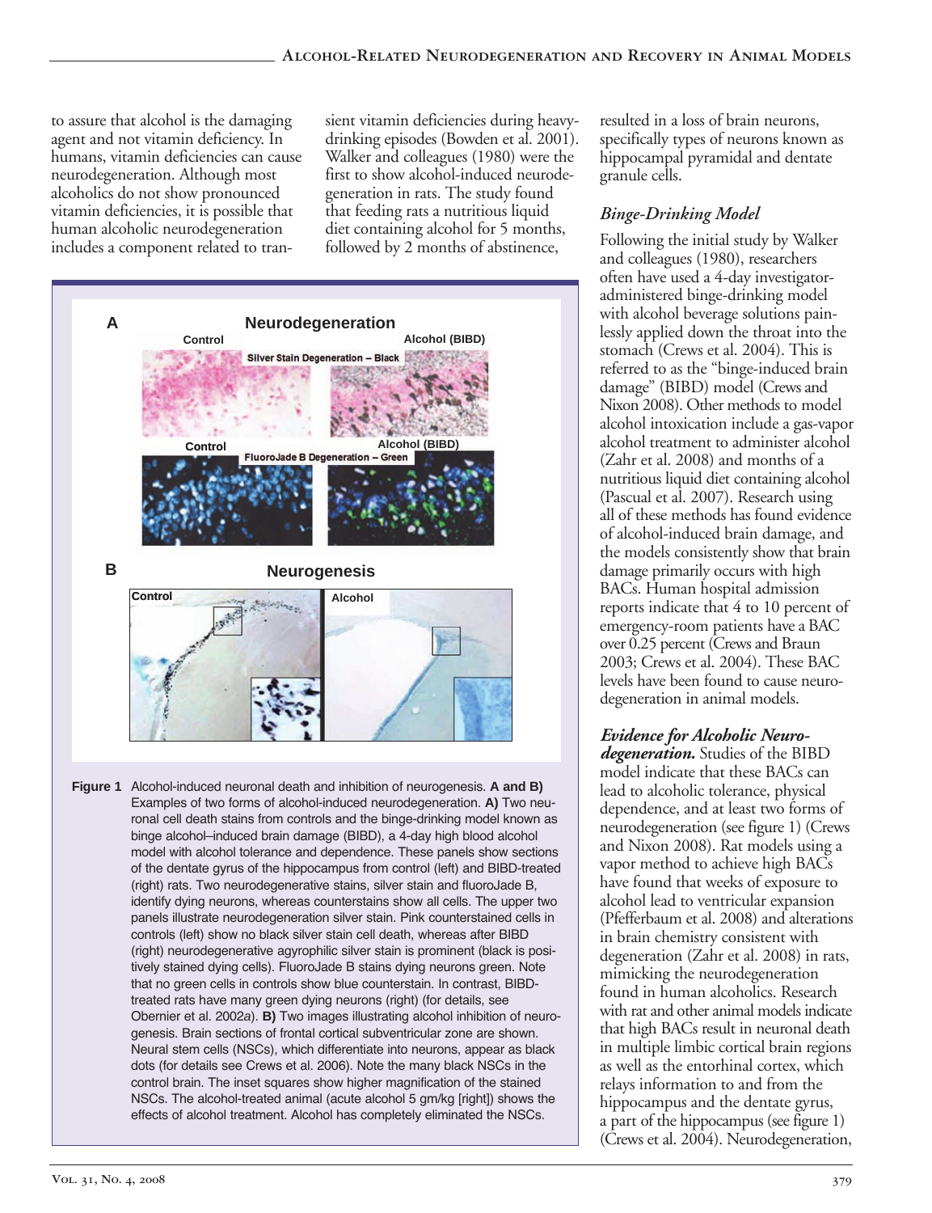to assure that alcohol is the damaging agent and not vitamin deficiency. In humans, vitamin deficiencies can cause neurodegeneration. Although most alcoholics do not show pronounced vitamin deficiencies, it is possible that human alcoholic neurodegeneration includes a component related to transient vitamin deficiencies during heavy-drinking episodes (Bowden et al. 2001). Walker and colleagues (1980) were the first to show alcohol-induced neurodegeneration in rats. The study found that feeding rats a nutritious liquid diet containing alcohol for 5 months, followed by 2 months of abstinence, resulted in a loss of brain neurons, specifically types of neurons known as hippocampal pyramidal and dentate granule cells.

A

Neurodegeneration

Control

Alcohol (BIBD)

Silver Stain Degeneration – Black

Control

Alcohol (BIBD)

FluoroJade B Degeneration – Green

B

Neurogenesis

Control

Alcohol

**Figure 1** Alcohol-induced neuronal death and inhibition of neurogenesis. **A and B)** Examples of two forms of alcohol-induced neurodegeneration. **A)** Two neuronal cell death stains from controls and the binge-drinking model known as binge alcohol–induced brain damage (BIBD), a 4-day high blood alcohol model with alcohol tolerance and dependence. These panels show sections of the dentate gyrus of the hippocampus from control (left) and BIBD-treated (right) rats. Two neurodegenerative stains, silver stain and fluoroJade B, identify dying neurons, whereas counterstains show all cells. The upper two panels illustrate neurodegeneration silver stain. Pink counterstained cells in controls (left) show no black silver stain cell death, whereas after BIBD (right) neurodegenerative agyrophilic silver stain is prominent (black is positively stained dying cells). FluoroJade B stains dying neurons green. Note that no green cells in controls show blue counterstain. In contrast, BIBD-treated rats have many green dying neurons (right) (for details, see Obernier et al. 2002*a*). **B)** Two images illustrating alcohol inhibition of neurogenesis. Brain sections of frontal cortical subventricular zone are shown. Neural stem cells (NSCs), which differentiate into neurons, appear as black dots (for details see Crews et al. 2006). Note the many black NSCs in the control brain. The inset squares show higher magnification of the stained NSCs. The alcohol-treated animal (acute alcohol 5 gm/kg [right]) shows the effects of alcohol treatment. Alcohol has completely eliminated the NSCs.

### *Binge-Drinking Model*

Following the initial study by Walker and colleagues (1980), researchers often have used a 4-day investigator-administered binge-drinking model with alcohol beverage solutions painlessly applied down the throat into the stomach (Crews et al. 2004). This is referred to as the "binge-induced brain damage" (BIBD) model (Crews and Nixon 2008). Other methods to model alcohol intoxication include a gas-vapor alcohol treatment to administer alcohol (Zahr et al. 2008) and months of a nutritious liquid diet containing alcohol (Pascual et al. 2007). Research using all of these methods has found evidence of alcohol-induced brain damage, and the models consistently show that brain damage primarily occurs with high BACs. Human hospital admission reports indicate that 4 to 10 percent of emergency-room patients have a BAC over 0.25 percent (Crews and Braun 2003; Crews et al. 2004). These BAC levels have been found to cause neurodegeneration in animal models.

***Evidence for Alcoholic Neurodegeneration.*** Studies of the BIBD model indicate that these BACs can lead to alcoholic tolerance, physical dependence, and at least two forms of neurodegeneration (see figure 1) (Crews and Nixon 2008). Rat models using a vapor method to achieve high BACs have found that weeks of exposure to alcohol lead to ventricular expansion (Pfefferbaum et al. 2008) and alterations in brain chemistry consistent with degeneration (Zahr et al. 2008) in rats, mimicking the neurodegeneration found in human alcoholics. Research with rat and other animal models indicate that high BACs result in neuronal death in multiple limbic cortical brain regions as well as the entorhinal cortex, which relays information to and from the hippocampus and the dentate gyrus, a part of the hippocampus (see figure 1) (Crews et al. 2004). Neurodegeneration,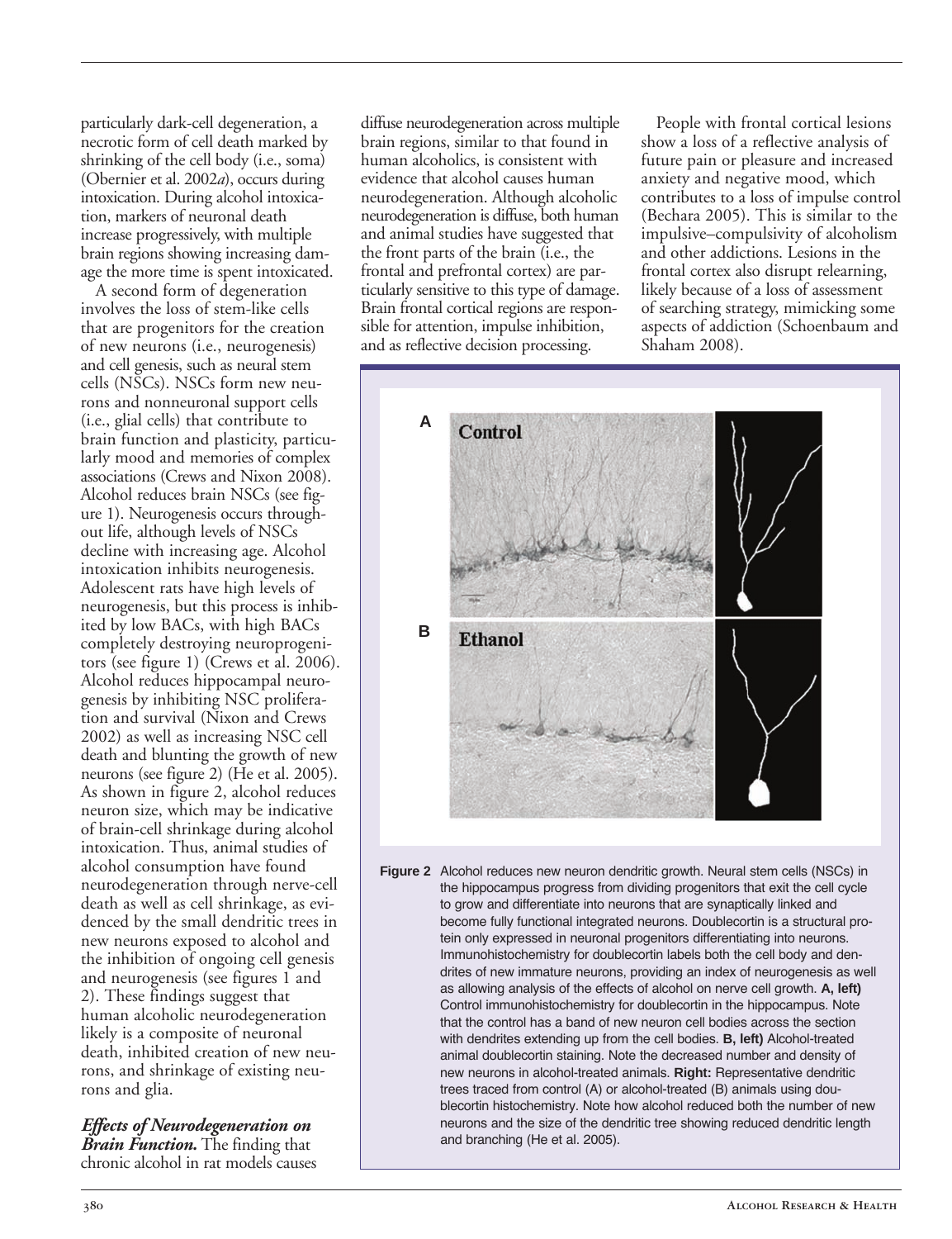particularly dark-cell degeneration, a necrotic form of cell death marked by shrinking of the cell body (i.e., soma) (Obernier et al. 2002*a*), occurs during intoxication. During alcohol intoxication, markers of neuronal death increase progressively, with multiple brain regions showing increasing damage the more time is spent intoxicated.

A second form of degeneration involves the loss of stem-like cells that are progenitors for the creation of new neurons (i.e., neurogenesis) and cell genesis, such as neural stem cells (NSCs). NSCs form new neurons and nonneuronal support cells (i.e., glial cells) that contribute to brain function and plasticity, particularly mood and memories of complex associations (Crews and Nixon 2008). Alcohol reduces brain NSCs (see figure 1). Neurogenesis occurs throughout life, although levels of NSCs decline with increasing age. Alcohol intoxication inhibits neurogenesis. Adolescent rats have high levels of neurogenesis, but this process is inhibited by low BACs, with high BACs completely destroying neuroprogenitors (see figure 1) (Crews et al. 2006). Alcohol reduces hippocampal neurogenesis by inhibiting NSC proliferation and survival (Nixon and Crews 2002) as well as increasing NSC cell death and blunting the growth of new neurons (see figure 2) (He et al. 2005). As shown in figure 2, alcohol reduces neuron size, which may be indicative of brain-cell shrinkage during alcohol intoxication. Thus, animal studies of alcohol consumption have found neurodegeneration through nerve-cell death as well as cell shrinkage, as evidenced by the small dendritic trees in new neurons exposed to alcohol and the inhibition of ongoing cell genesis and neurogenesis (see figures 1 and 2). These findings suggest that human alcoholic neurodegeneration likely is a composite of neuronal death, inhibited creation of new neurons, and shrinkage of existing neurons and glia.

***Effects of Neurodegeneration on Brain Function.*** The finding that chronic alcohol in rat models causes diffuse neurodegeneration across multiple brain regions, similar to that found in human alcoholics, is consistent with evidence that alcohol causes human neurodegeneration. Although alcoholic neurodegeneration is diffuse, both human and animal studies have suggested that the front parts of the brain (i.e., the frontal and prefrontal cortex) are particularly sensitive to this type of damage. Brain frontal cortical regions are responsible for attention, impulse inhibition, and as reflective decision processing.

People with frontal cortical lesions show a loss of a reflective analysis of future pain or pleasure and increased anxiety and negative mood, which contributes to a loss of impulse control (Bechara 2005). This is similar to the impulsive–compulsivity of alcoholism and other addictions. Lesions in the frontal cortex also disrupt relearning, likely because of a loss of assessment of searching strategy, mimicking some aspects of addiction (Schoenbaum and Shaham 2008).

A
Control

B
Ethanol

**Figure 2** Alcohol reduces new neuron dendritic growth. Neural stem cells (NSCs) in the hippocampus progress from dividing progenitors that exit the cell cycle to grow and differentiate into neurons that are synaptically linked and become fully functional integrated neurons. Doublecortin is a structural protein only expressed in neuronal progenitors differentiating into neurons. Immunohistochemistry for doublecortin labels both the cell body and dendrites of new immature neurons, providing an index of neurogenesis as well as allowing analysis of the effects of alcohol on nerve cell growth. **A, left)** Control immunohistochemistry for doublecortin in the hippocampus. Note that the control has a band of new neuron cell bodies across the section with dendrites extending up from the cell bodies. **B, left)** Alcohol-treated animal doublecortin staining. Note the decreased number and density of new neurons in alcohol-treated animals. **Right:** Representative dendritic trees traced from control (A) or alcohol-treated (B) animals using doublecortin histochemistry. Note how alcohol reduced both the number of new neurons and the size of the dendritic tree showing reduced dendritic length and branching (He et al. 2005).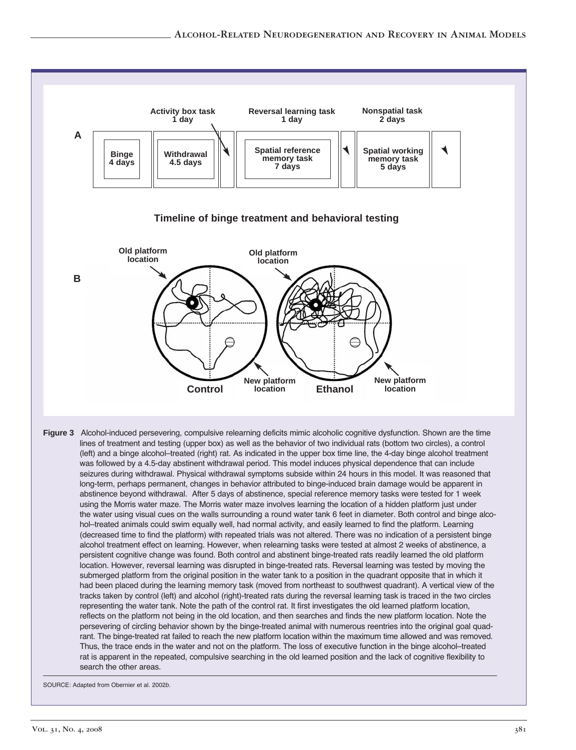A

Activity box task
1 day

Reversal learning task
1 day

Nonspatial task
2 days

Binge
4 days

Withdrawal
4.5 days

Spatial reference memory task
7 days

Spatial working memory task
5 days

Timeline of binge treatment and behavioral testing

B

Old platform location

Old platform location

New platform location

New platform location

Control

Ethanol

**Figure 3** Alcohol-induced persevering, compulsive relearning deficits mimic alcoholic cognitive dysfunction. Shown are the time lines of treatment and testing (upper box) as well as the behavior of two individual rats (bottom two circles), a control (left) and a binge alcohol–treated (right) rat. As indicated in the upper box time line, the 4-day binge alcohol treatment was followed by a 4.5-day abstinent withdrawal period. This model induces physical dependence that can include seizures during withdrawal. Physical withdrawal symptoms subside within 24 hours in this model. It was reasoned that long-term, perhaps permanent, changes in behavior attributed to binge-induced brain damage would be apparent in abstinence beyond withdrawal. After 5 days of abstinence, special reference memory tasks were tested for 1 week using the Morris water maze. The Morris water maze involves learning the location of a hidden platform just under the water using visual cues on the walls surrounding a round water tank 6 feet in diameter. Both control and binge alcohol–treated animals could swim equally well, had normal activity, and easily learned to find the platform. Learning (decreased time to find the platform) with repeated trials was not altered. There was no indication of a persistent binge alcohol treatment effect on learning. However, when relearning tasks were tested at almost 2 weeks of abstinence, a persistent cognitive change was found. Both control and abstinent binge-treated rats readily learned the old platform location. However, reversal learning was disrupted in binge-treated rats. Reversal learning was tested by moving the submerged platform from the original position in the water tank to a position in the quadrant opposite that in which it had been placed during the learning memory task (moved from northeast to southwest quadrant). A vertical view of the tracks taken by control (left) and alcohol (right)-treated rats during the reversal learning task is traced in the two circles representing the water tank. Note the path of the control rat. It first investigates the old learned platform location, reflects on the platform not being in the old location, and then searches and finds the new platform location. Note the persevering of circling behavior shown by the binge-treated animal with numerous reentries into the original goal quadrant. The binge-treated rat failed to reach the new platform location within the maximum time allowed and was removed. Thus, the trace ends in the water and not on the platform. The loss of executive function in the binge alcohol–treated rat is apparent in the repeated, compulsive searching in the old learned position and the lack of cognitive flexibility to search the other areas.

SOURCE: Adapted from Obernier et al. 2002*b*.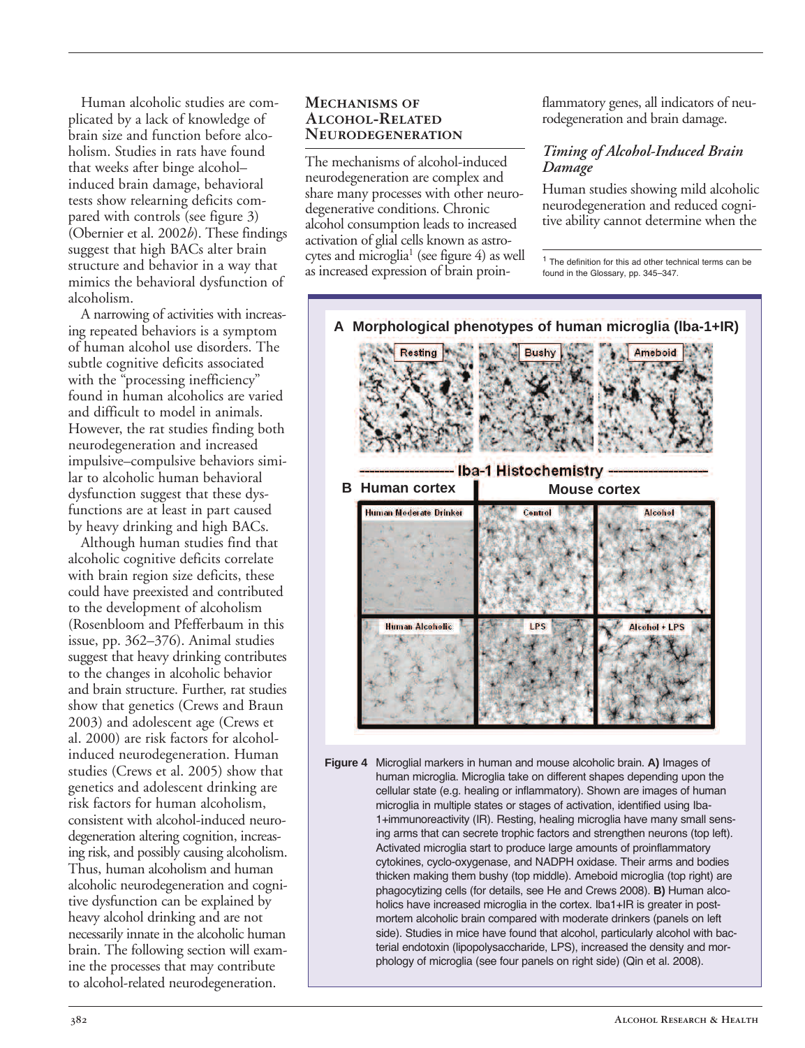Human alcoholic studies are complicated by a lack of knowledge of brain size and function before alcoholism. Studies in rats have found that weeks after binge alcohol–induced brain damage, behavioral tests show relearning deficits compared with controls (see figure 3) (Obernier et al. 2002*b*). These findings suggest that high BACs alter brain structure and behavior in a way that mimics the behavioral dysfunction of alcoholism.

A narrowing of activities with increasing repeated behaviors is a symptom of human alcohol use disorders. The subtle cognitive deficits associated with the "processing inefficiency" found in human alcoholics are varied and difficult to model in animals. However, the rat studies finding both neurodegeneration and increased impulsive–compulsive behaviors similar to alcoholic human behavioral dysfunction suggest that these dysfunctions are at least in part caused by heavy drinking and high BACs.

Although human studies find that alcoholic cognitive deficits correlate with brain region size deficits, these could have preexisted and contributed to the development of alcoholism (Rosenbloom and Pfefferbaum in this issue, pp. 362–376). Animal studies suggest that heavy drinking contributes to the changes in alcoholic behavior and brain structure. Further, rat studies show that genetics (Crews and Braun 2003) and adolescent age (Crews et al. 2000) are risk factors for alcohol-induced neurodegeneration. Human studies (Crews et al. 2005) show that genetics and adolescent drinking are risk factors for human alcoholism, consistent with alcohol-induced neurodegeneration altering cognition, increasing risk, and possibly causing alcoholism. Thus, human alcoholism and human alcoholic neurodegeneration and cognitive dysfunction can be explained by heavy alcohol drinking and are not necessarily innate in the alcoholic human brain. The following section will examine the processes that may contribute to alcohol-related neurodegeneration.

## Mechanisms of Alcohol-Related Neurodegeneration

The mechanisms of alcohol-induced neurodegeneration are complex and share many processes with other neurodegenerative conditions. Chronic alcohol consumption leads to increased activation of glial cells known as astrocytes and microglia[1] (see figure 4) as well as increased expression of brain proinflammatory genes, all indicators of neurodegeneration and brain damage.

### *Timing of Alcohol-Induced Brain Damage*

Human studies showing mild alcoholic neurodegeneration and reduced cognitive ability cannot determine when the

[1] The definition for this ad other technical terms can be found in the Glossary, pp. 345–347.

A Morphological phenotypes of human microglia (Iba-1+IR)

Resting

Bushy

Ameboid

Iba-1 Histochemistry

B Human cortex

Mouse cortex

Human Moderate Drinker

Control

Alcohol

Human Alcoholic

LPS

Alcohol + LPS

**Figure 4** Microglial markers in human and mouse alcoholic brain. **A)** Images of human microglia. Microglia take on different shapes depending upon the cellular state (e.g. healing or inflammatory). Shown are images of human microglia in multiple states or stages of activation, identified using Iba-1+immunoreactivity (IR). Resting, healing microglia have many small sensing arms that can secrete trophic factors and strengthen neurons (top left). Activated microglia start to produce large amounts of proinflammatory cytokines, cyclo-oxygenase, and NADPH oxidase. Their arms and bodies thicken making them bushy (top middle). Ameboid microglia (top right) are phagocytizing cells (for details, see He and Crews 2008). **B)** Human alcoholics have increased microglia in the cortex. Iba1+IR is greater in post-mortem alcoholic brain compared with moderate drinkers (panels on left side). Studies in mice have found that alcohol, particularly alcohol with bacterial endotoxin (lipopolysaccharide, LPS), increased the density and morphology of microglia (see four panels on right side) (Qin et al. 2008).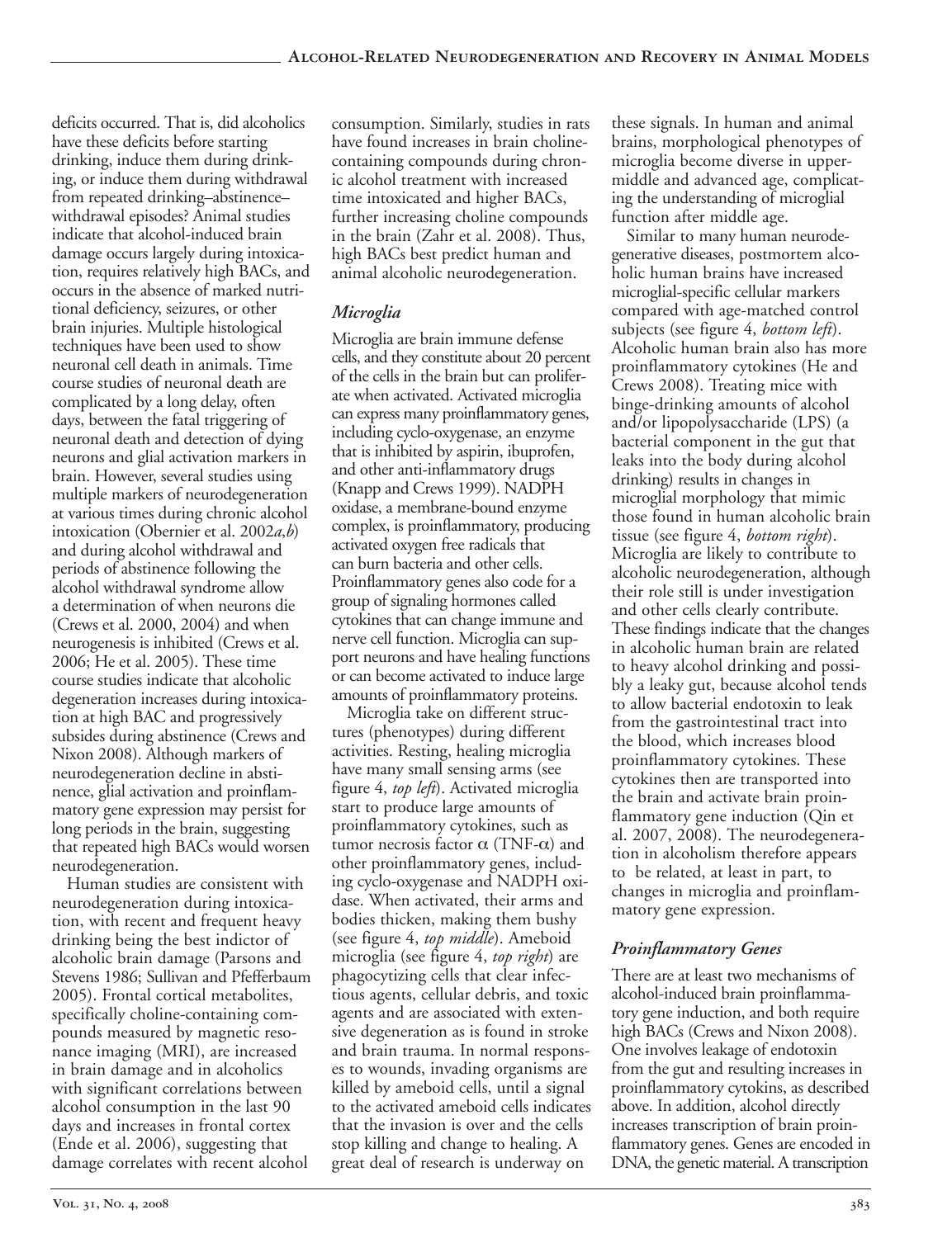deficits occurred. That is, did alcoholics have these deficits before starting drinking, induce them during drinking, or induce them during withdrawal from repeated drinking–abstinence–withdrawal episodes? Animal studies indicate that alcohol-induced brain damage occurs largely during intoxication, requires relatively high BACs, and occurs in the absence of marked nutritional deficiency, seizures, or other brain injuries. Multiple histological techniques have been used to show neuronal cell death in animals. Time course studies of neuronal death are complicated by a long delay, often days, between the fatal triggering of neuronal death and detection of dying neurons and glial activation markers in brain. However, several studies using multiple markers of neurodegeneration at various times during chronic alcohol intoxication (Obernier et al. 2002*a*,*b*) and during alcohol withdrawal and periods of abstinence following the alcohol withdrawal syndrome allow a determination of when neurons die (Crews et al. 2000, 2004) and when neurogenesis is inhibited (Crews et al. 2006; He et al. 2005). These time course studies indicate that alcoholic degeneration increases during intoxication at high BAC and progressively subsides during abstinence (Crews and Nixon 2008). Although markers of neurodegeneration decline in abstinence, glial activation and proinflammatory gene expression may persist for long periods in the brain, suggesting that repeated high BACs would worsen neurodegeneration.

Human studies are consistent with neurodegeneration during intoxication, with recent and frequent heavy drinking being the best indictor of alcoholic brain damage (Parsons and Stevens 1986; Sullivan and Pfefferbaum 2005). Frontal cortical metabolites, specifically choline-containing compounds measured by magnetic resonance imaging (MRI), are increased in brain damage and in alcoholics with significant correlations between alcohol consumption in the last 90 days and increases in frontal cortex (Ende et al. 2006), suggesting that damage correlates with recent alcohol consumption. Similarly, studies in rats have found increases in brain choline-containing compounds during chronic alcohol treatment with increased time intoxicated and higher BACs, further increasing choline compounds in the brain (Zahr et al. 2008). Thus, high BACs best predict human and animal alcoholic neurodegeneration.

### *Microglia*

Microglia are brain immune defense cells, and they constitute about 20 percent of the cells in the brain but can proliferate when activated. Activated microglia can express many proinflammatory genes, including cyclo-oxygenase, an enzyme that is inhibited by aspirin, ibuprofen, and other anti-inflammatory drugs (Knapp and Crews 1999). NADPH oxidase, a membrane-bound enzyme complex, is proinflammatory, producing activated oxygen free radicals that can burn bacteria and other cells. Proinflammatory genes also code for a group of signaling hormones called cytokines that can change immune and nerve cell function. Microglia can support neurons and have healing functions or can become activated to induce large amounts of proinflammatory proteins.

Microglia take on different structures (phenotypes) during different activities. Resting, healing microglia have many small sensing arms (see figure 4, *top left*). Activated microglia start to produce large amounts of proinflammatory cytokines, such as tumor necrosis factor $\alpha$ (TNF-$\alpha$) and other proinflammatory genes, including cyclo-oxygenase and NADPH oxidase. When activated, their arms and bodies thicken, making them bushy (see figure 4, *top middle*). Ameboid microglia (see figure 4, *top right*) are phagocytizing cells that clear infectious agents, cellular debris, and toxic agents and are associated with extensive degeneration as is found in stroke and brain trauma. In normal responses to wounds, invading organisms are killed by ameboid cells, until a signal to the activated ameboid cells indicates that the invasion is over and the cells stop killing and change to healing. A great deal of research is underway on these signals. In human and animal brains, morphological phenotypes of microglia become diverse in upper-middle and advanced age, complicating the understanding of microglial function after middle age.

Similar to many human neurodegenerative diseases, postmortem alcoholic human brains have increased microglial-specific cellular markers compared with age-matched control subjects (see figure 4, *bottom left*). Alcoholic human brain also has more proinflammatory cytokines (He and Crews 2008). Treating mice with binge-drinking amounts of alcohol and/or lipopolysaccharide (LPS) (a bacterial component in the gut that leaks into the body during alcohol drinking) results in changes in microglial morphology that mimic those found in human alcoholic brain tissue (see figure 4, *bottom right*). Microglia are likely to contribute to alcoholic neurodegeneration, although their role still is under investigation and other cells clearly contribute. These findings indicate that the changes in alcoholic human brain are related to heavy alcohol drinking and possibly a leaky gut, because alcohol tends to allow bacterial endotoxin to leak from the gastrointestinal tract into the blood, which increases blood proinflammatory cytokines. These cytokines then are transported into the brain and activate brain proinflammatory gene induction (Qin et al. 2007, 2008). The neurodegeneration in alcoholism therefore appears to be related, at least in part, to changes in microglia and proinflammatory gene expression.

### *Proinflammatory Genes*

There are at least two mechanisms of alcohol-induced brain proinflammatory gene induction, and both require high BACs (Crews and Nixon 2008). One involves leakage of endotoxin from the gut and resulting increases in proinflammatory cytokins, as described above. In addition, alcohol directly increases transcription of brain proinflammatory genes. Genes are encoded in DNA, the genetic material. A transcription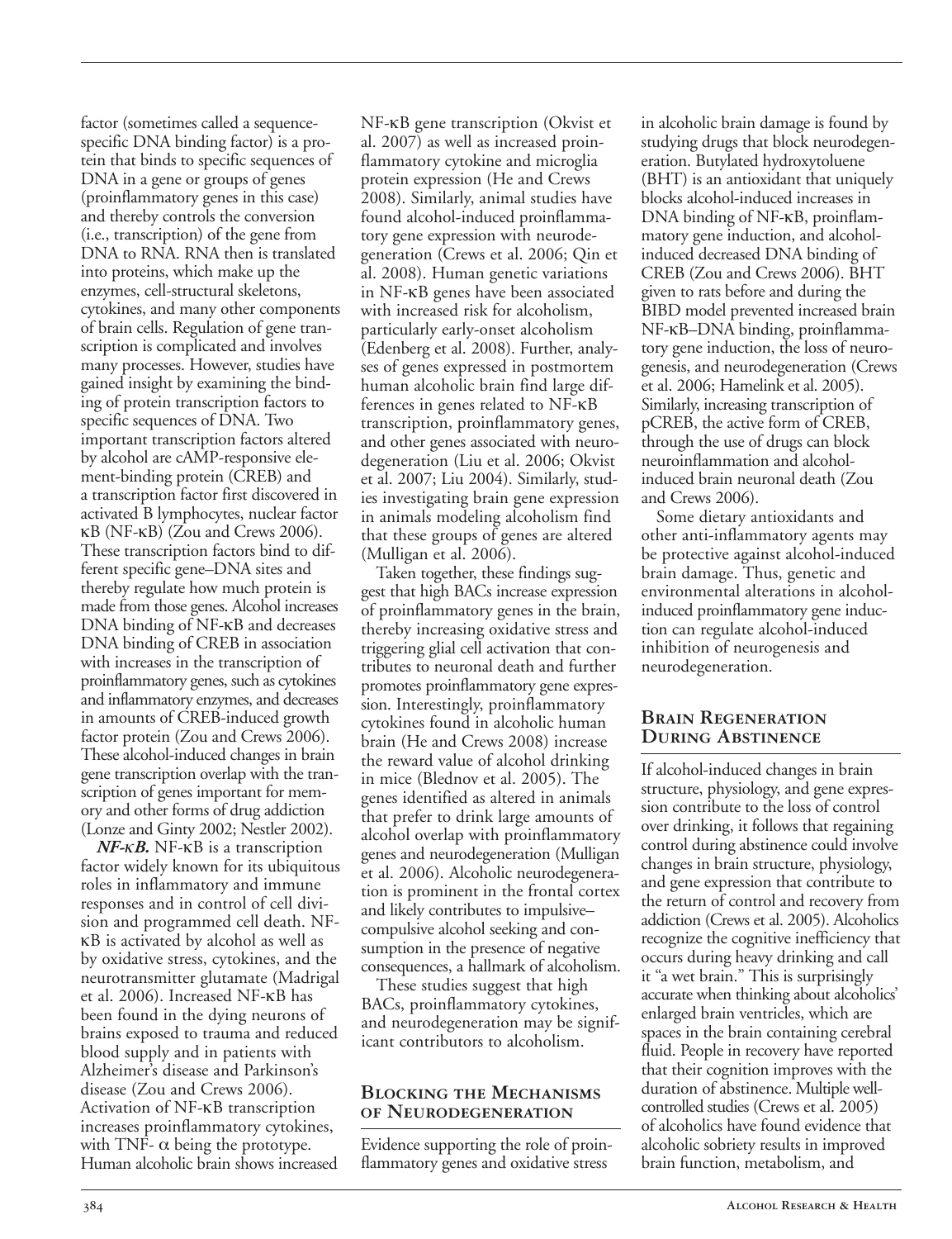factor (sometimes called a sequence-specific DNA binding factor) is a protein that binds to specific sequences of DNA in a gene or groups of genes (proinflammatory genes in this case) and thereby controls the conversion (i.e., transcription) of the gene from DNA to RNA. RNA then is translated into proteins, which make up the enzymes, cell-structural skeletons, cytokines, and many other components of brain cells. Regulation of gene transcription is complicated and involves many processes. However, studies have gained insight by examining the binding of protein transcription factors to specific sequences of DNA. Two important transcription factors altered by alcohol are cAMP-responsive element-binding protein (CREB) and a transcription factor first discovered in activated B lymphocytes, nuclear factor κB (NF-κB) (Zou and Crews 2006). These transcription factors bind to different specific gene–DNA sites and thereby regulate how much protein is made from those genes. Alcohol increases DNA binding of NF-κB and decreases DNA binding of CREB in association with increases in the transcription of proinflammatory genes, such as cytokines and inflammatory enzymes, and decreases in amounts of CREB-induced growth factor protein (Zou and Crews 2006). These alcohol-induced changes in brain gene transcription overlap with the transcription of genes important for memory and other forms of drug addiction (Lonze and Ginty 2002; Nestler 2002).

***NF-κB.*** NF-κB is a transcription factor widely known for its ubiquitous roles in inflammatory and immune responses and in control of cell division and programmed cell death. NF-κB is activated by alcohol as well as by oxidative stress, cytokines, and the neurotransmitter glutamate (Madrigal et al. 2006). Increased NF-κB has been found in the dying neurons of brains exposed to trauma and reduced blood supply and in patients with Alzheimer's disease and Parkinson's disease (Zou and Crews 2006). Activation of NF-κB transcription increases proinflammatory cytokines, with TNF- $\alpha$ being the prototype. Human alcoholic brain shows increased NF-κB gene transcription (Okvist et al. 2007) as well as increased proinflammatory cytokine and microglia protein expression (He and Crews 2008). Similarly, animal studies have found alcohol-induced proinflammatory gene expression with neurodegeneration (Crews et al. 2006; Qin et al. 2008). Human genetic variations in NF-κB genes have been associated with increased risk for alcoholism, particularly early-onset alcoholism (Edenberg et al. 2008). Further, analyses of genes expressed in postmortem human alcoholic brain find large differences in genes related to NF-κB transcription, proinflammatory genes, and other genes associated with neurodegeneration (Liu et al. 2006; Okvist et al. 2007; Liu 2004). Similarly, studies investigating brain gene expression in animals modeling alcoholism find that these groups of genes are altered (Mulligan et al. 2006).

Taken together, these findings suggest that high BACs increase expression of proinflammatory genes in the brain, thereby increasing oxidative stress and triggering glial cell activation that contributes to neuronal death and further promotes proinflammatory gene expression. Interestingly, proinflammatory cytokines found in alcoholic human brain (He and Crews 2008) increase the reward value of alcohol drinking in mice (Blednov et al. 2005). The genes identified as altered in animals that prefer to drink large amounts of alcohol overlap with proinflammatory genes and neurodegeneration (Mulligan et al. 2006). Alcoholic neurodegeneration is prominent in the frontal cortex and likely contributes to impulsive–compulsive alcohol seeking and consumption in the presence of negative consequences, a hallmark of alcoholism.

These studies suggest that high BACs, proinflammatory cytokines, and neurodegeneration may be significant contributors to alcoholism.

## Blocking the Mechanisms of Neurodegeneration

Evidence supporting the role of proinflammatory genes and oxidative stress in alcoholic brain damage is found by studying drugs that block neurodegeneration. Butylated hydroxytoluene (BHT) is an antioxidant that uniquely blocks alcohol-induced increases in DNA binding of NF-κB, proinflammatory gene induction, and alcohol-induced decreased DNA binding of CREB (Zou and Crews 2006). BHT given to rats before and during the BIBD model prevented increased brain NF-κB–DNA binding, proinflammatory gene induction, the loss of neurogenesis, and neurodegeneration (Crews et al. 2006; Hamelink et al. 2005). Similarly, increasing transcription of pCREB, the active form of CREB, through the use of drugs can block neuroinflammation and alcohol-induced brain neuronal death (Zou and Crews 2006).

Some dietary antioxidants and other anti-inflammatory agents may be protective against alcohol-induced brain damage. Thus, genetic and environmental alterations in alcohol-induced proinflammatory gene induction can regulate alcohol-induced inhibition of neurogenesis and neurodegeneration.

## Brain Regeneration During Abstinence

If alcohol-induced changes in brain structure, physiology, and gene expression contribute to the loss of control over drinking, it follows that regaining control during abstinence could involve changes in brain structure, physiology, and gene expression that contribute to the return of control and recovery from addiction (Crews et al. 2005). Alcoholics recognize the cognitive inefficiency that occurs during heavy drinking and call it "a wet brain." This is surprisingly accurate when thinking about alcoholics' enlarged brain ventricles, which are spaces in the brain containing cerebral fluid. People in recovery have reported that their cognition improves with the duration of abstinence. Multiple well-controlled studies (Crews et al. 2005) of alcoholics have found evidence that alcoholic sobriety results in improved brain function, metabolism, and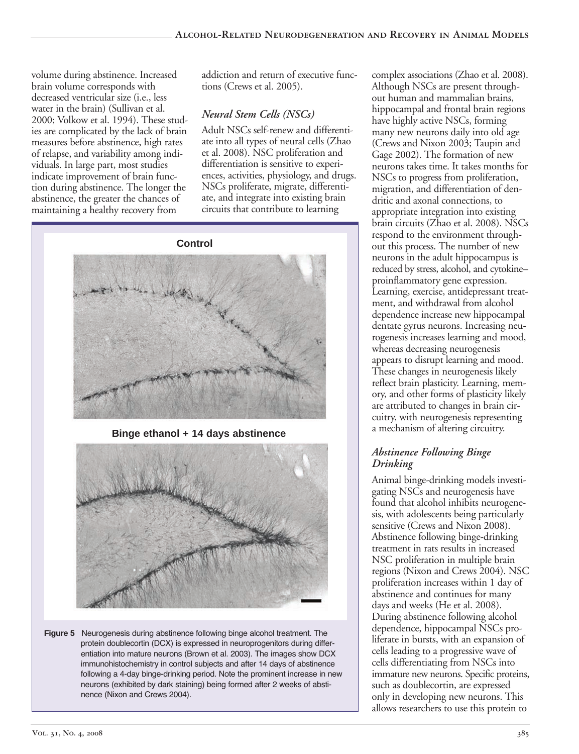volume during abstinence. Increased brain volume corresponds with decreased ventricular size (i.e., less water in the brain) (Sullivan et al. 2000; Volkow et al. 1994). These studies are complicated by the lack of brain measures before abstinence, high rates of relapse, and variability among individuals. In large part, most studies indicate improvement of brain function during abstinence. The longer the abstinence, the greater the chances of maintaining a healthy recovery from addiction and return of executive functions (Crews et al. 2005).

### *Neural Stem Cells (NSCs)*

Adult NSCs self-renew and differentiate into all types of neural cells (Zhao et al. 2008). NSC proliferation and differentiation is sensitive to experiences, activities, physiology, and drugs. NSCs proliferate, migrate, differentiate, and integrate into existing brain circuits that contribute to learning complex associations (Zhao et al. 2008). Although NSCs are present throughout human and mammalian brains, hippocampal and frontal brain regions have highly active NSCs, forming many new neurons daily into old age (Crews and Nixon 2003; Taupin and Gage 2002). The formation of new neurons takes time. It takes months for NSCs to progress from proliferation, migration, and differentiation of dendritic and axonal connections, to appropriate integration into existing brain circuits (Zhao et al. 2008). NSCs respond to the environment throughout this process. The number of new neurons in the adult hippocampus is reduced by stress, alcohol, and cytokine–proinflammatory gene expression. Learning, exercise, antidepressant treatment, and withdrawal from alcohol dependence increase new hippocampal dentate gyrus neurons. Increasing neurogenesis increases learning and mood, whereas decreasing neurogenesis appears to disrupt learning and mood. These changes in neurogenesis likely reflect brain plasticity. Learning, memory, and other forms of plasticity likely are attributed to changes in brain circuitry, with neurogenesis representing a mechanism of altering circuitry.

Control

Binge ethanol + 14 days abstinence

**Figure 5** Neurogenesis during abstinence following binge alcohol treatment. The protein doublecortin (DCX) is expressed in neuroprogenitors during differentiation into mature neurons (Brown et al. 2003). The images show DCX immunohistochemistry in control subjects and after 14 days of abstinence following a 4-day binge-drinking period. Note the prominent increase in new neurons (exhibited by dark staining) being formed after 2 weeks of abstinence (Nixon and Crews 2004).

### *Abstinence Following Binge Drinking*

Animal binge-drinking models investigating NSCs and neurogenesis have found that alcohol inhibits neurogenesis, with adolescents being particularly sensitive (Crews and Nixon 2008). Abstinence following binge-drinking treatment in rats results in increased NSC proliferation in multiple brain regions (Nixon and Crews 2004). NSC proliferation increases within 1 day of abstinence and continues for many days and weeks (He et al. 2008). During abstinence following alcohol dependence, hippocampal NSCs proliferate in bursts, with an expansion of cells leading to a progressive wave of cells differentiating from NSCs into immature new neurons. Specific proteins, such as doublecortin, are expressed only in developing new neurons. This allows researchers to use this protein to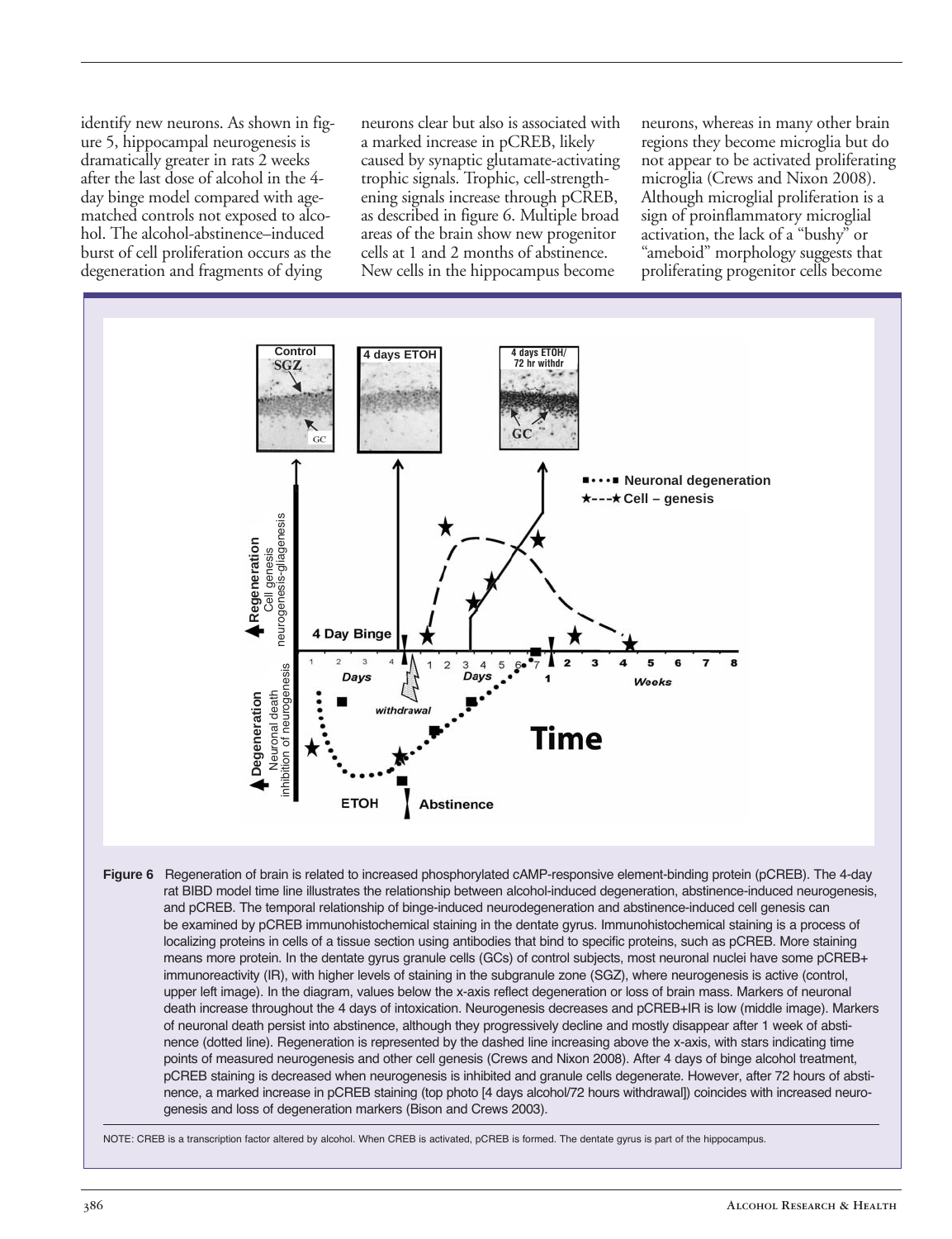identify new neurons. As shown in figure 5, hippocampal neurogenesis is dramatically greater in rats 2 weeks after the last dose of alcohol in the 4-day binge model compared with age-matched controls not exposed to alcohol. The alcohol-abstinence–induced burst of cell proliferation occurs as the degeneration and fragments of dying neurons clear but also is associated with a marked increase in pCREB, likely caused by synaptic glutamate-activating trophic signals. Trophic, cell-strengthening signals increase through pCREB, as described in figure 6. Multiple broad areas of the brain show new progenitor cells at 1 and 2 months of abstinence. New cells in the hippocampus become neurons, whereas in many other brain regions they become microglia but do not appear to be activated proliferating microglia (Crews and Nixon 2008). Although microglial proliferation is a sign of proinflammatory microglial activation, the lack of a "bushy" or "ameboid" morphology suggests that proliferating progenitor cells become

**Figure 6** Regeneration of brain is related to increased phosphorylated cAMP-responsive element-binding protein (pCREB). The 4-day rat BIBD model time line illustrates the relationship between alcohol-induced degeneration, abstinence-induced neurogenesis, and pCREB. The temporal relationship of binge-induced neurodegeneration and abstinence-induced cell genesis can be examined by pCREB immunohistochemical staining in the dentate gyrus. Immunohistochemical staining is a process of localizing proteins in cells of a tissue section using antibodies that bind to specific proteins, such as pCREB. More staining means more protein. In the dentate gyrus granule cells (GCs) of control subjects, most neuronal nuclei have some pCREB+ immunoreactivity (IR), with higher levels of staining in the subgranule zone (SGZ), where neurogenesis is active (control, upper left image). In the diagram, values below the x-axis reflect degeneration or loss of brain mass. Markers of neuronal death increase throughout the 4 days of intoxication. Neurogenesis decreases and pCREB+IR is low (middle image). Markers of neuronal death persist into abstinence, although they progressively decline and mostly disappear after 1 week of abstinence (dotted line). Regeneration is represented by the dashed line increasing above the x-axis, with stars indicating time points of measured neurogenesis and other cell genesis (Crews and Nixon 2008). After 4 days of binge alcohol treatment, pCREB staining is decreased when neurogenesis is inhibited and granule cells degenerate. However, after 72 hours of abstinence, a marked increase in pCREB staining (top photo [4 days alcohol/72 hours withdrawal]) coincides with increased neurogenesis and loss of degeneration markers (Bison and Crews 2003).

NOTE: CREB is a transcription factor altered by alcohol. When CREB is activated, pCREB is formed. The dentate gyrus is part of the hippocampus.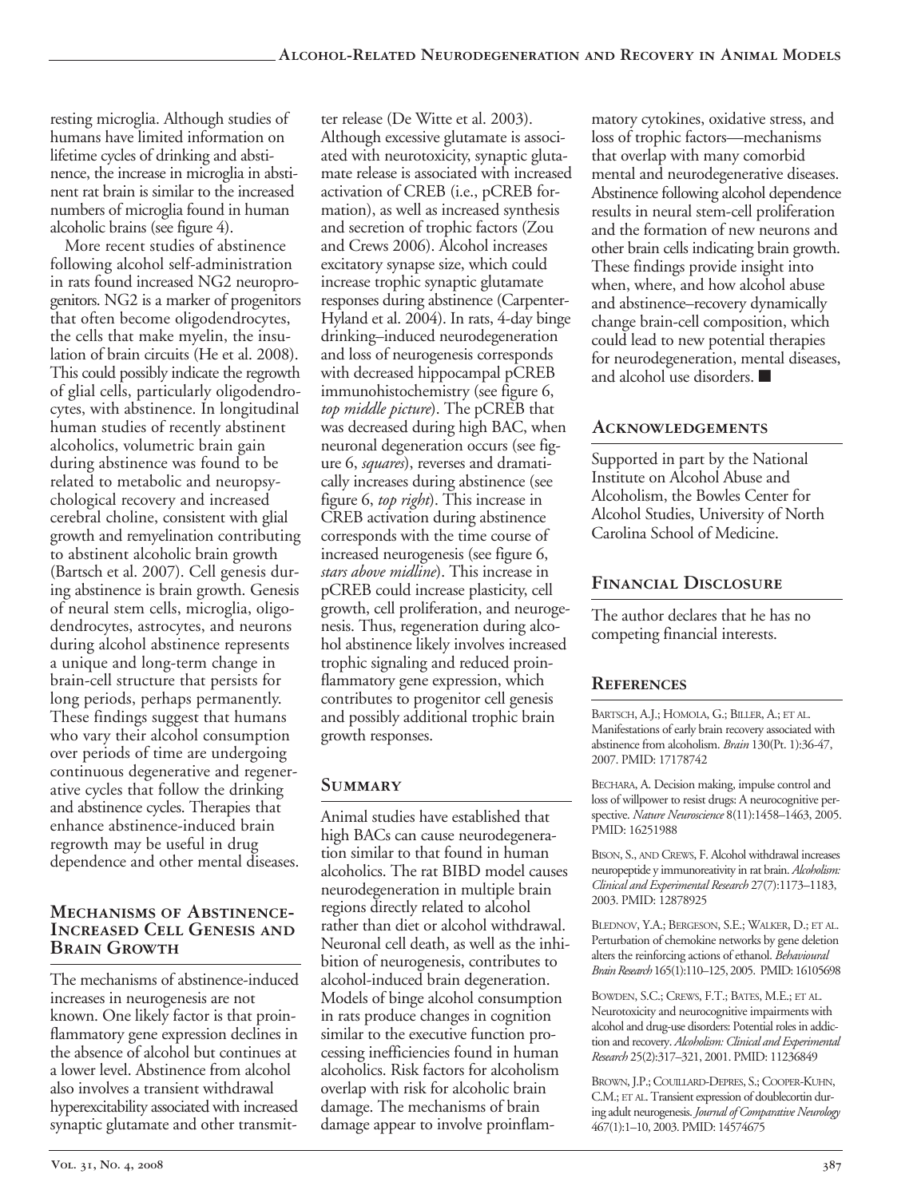resting microglia. Although studies of humans have limited information on lifetime cycles of drinking and abstinence, the increase in microglia in abstinent rat brain is similar to the increased numbers of microglia found in human alcoholic brains (see figure 4).

More recent studies of abstinence following alcohol self-administration in rats found increased NG2 neuroprogenitors. NG2 is a marker of progenitors that often become oligodendrocytes, the cells that make myelin, the insulation of brain circuits (He et al. 2008). This could possibly indicate the regrowth of glial cells, particularly oligodendrocytes, with abstinence. In longitudinal human studies of recently abstinent alcoholics, volumetric brain gain during abstinence was found to be related to metabolic and neuropsychological recovery and increased cerebral choline, consistent with glial growth and remyelination contributing to abstinent alcoholic brain growth (Bartsch et al. 2007). Cell genesis during abstinence is brain growth. Genesis of neural stem cells, microglia, oligodendrocytes, astrocytes, and neurons during alcohol abstinence represents a unique and long-term change in brain-cell structure that persists for long periods, perhaps permanently. These findings suggest that humans who vary their alcohol consumption over periods of time are undergoing continuous degenerative and regenerative cycles that follow the drinking and abstinence cycles. Therapies that enhance abstinence-induced brain regrowth may be useful in drug dependence and other mental diseases.

## Mechanisms of Abstinence-Increased Cell Genesis and Brain Growth

The mechanisms of abstinence-induced increases in neurogenesis are not known. One likely factor is that proinflammatory gene expression declines in the absence of alcohol but continues at a lower level. Abstinence from alcohol also involves a transient withdrawal hyperexcitability associated with increased synaptic glutamate and other transmitter release (De Witte et al. 2003). Although excessive glutamate is associated with neurotoxicity, synaptic glutamate release is associated with increased activation of CREB (i.e., pCREB formation), as well as increased synthesis and secretion of trophic factors (Zou and Crews 2006). Alcohol increases excitatory synapse size, which could increase trophic synaptic glutamate responses during abstinence (Carpenter-Hyland et al. 2004). In rats, 4-day binge drinking–induced neurodegeneration and loss of neurogenesis corresponds with decreased hippocampal pCREB immunohistochemistry (see figure 6, *top middle picture*). The pCREB that was decreased during high BAC, when neuronal degeneration occurs (see figure 6, *squares*), reverses and dramatically increases during abstinence (see figure 6, *top right*). This increase in CREB activation during abstinence corresponds with the time course of increased neurogenesis (see figure 6, *stars above midline*). This increase in pCREB could increase plasticity, cell growth, cell proliferation, and neurogenesis. Thus, regeneration during alcohol abstinence likely involves increased trophic signaling and reduced proinflammatory gene expression, which contributes to progenitor cell genesis and possibly additional trophic brain growth responses.

## Summary

Animal studies have established that high BACs can cause neurodegeneration similar to that found in human alcoholics. The rat BIBD model causes neurodegeneration in multiple brain regions directly related to alcohol rather than diet or alcohol withdrawal. Neuronal cell death, as well as the inhibition of neurogenesis, contributes to alcohol-induced brain degeneration. Models of binge alcohol consumption in rats produce changes in cognition similar to the executive function processing inefficiencies found in human alcoholics. Risk factors for alcoholism overlap with risk for alcoholic brain damage. The mechanisms of brain damage appear to involve proinflammatory cytokines, oxidative stress, and loss of trophic factors—mechanisms that overlap with many comorbid mental and neurodegenerative diseases. Abstinence following alcohol dependence results in neural stem-cell proliferation and the formation of new neurons and other brain cells indicating brain growth. These findings provide insight into when, where, and how alcohol abuse and abstinence–recovery dynamically change brain-cell composition, which could lead to new potential therapies for neurodegeneration, mental diseases, and alcohol use disorders. ■

## Acknowledgements

Supported in part by the National Institute on Alcohol Abuse and Alcoholism, the Bowles Center for Alcohol Studies, University of North Carolina School of Medicine.

## Financial Disclosure

The author declares that he has no competing financial interests.

## References

Bartsch, A.J.; Homola, G.; Biller, A.; et al. Manifestations of early brain recovery associated with abstinence from alcoholism. *Brain* 130(Pt. 1):36-47, 2007. PMID: 17178742

Bechara, A. Decision making, impulse control and loss of willpower to resist drugs: A neurocognitive perspective. *Nature Neuroscience* 8(11):1458–1463, 2005. PMID: 16251988

Bison, S., and Crews, F. Alcohol withdrawal increases neuropeptide y immunoreactivity in rat brain. *Alcoholism: Clinical and Experimental Research* 27(7):1173–1183, 2003. PMID: 12878925

Blednov, Y.A.; Bergeson, S.E.; Walker, D.; et al. Perturbation of chemokine networks by gene deletion alters the reinforcing actions of ethanol. *Behavioural Brain Research* 165(1):110–125, 2005. PMID: 16105698

Bowden, S.C.; Crews, F.T.; Bates, M.E.; et al. Neurotoxicity and neurocognitive impairments with alcohol and drug-use disorders: Potential roles in addiction and recovery. *Alcoholism: Clinical and Experimental Research* 25(2):317–321, 2001. PMID: 11236849

Brown, J.P.; Couillard-Depres, S.; Cooper-Kuhn, C.M.; et al. Transient expression of doublecortin during adult neurogenesis. *Journal of Comparative Neurology* 467(1):1–10, 2003. PMID: 14574675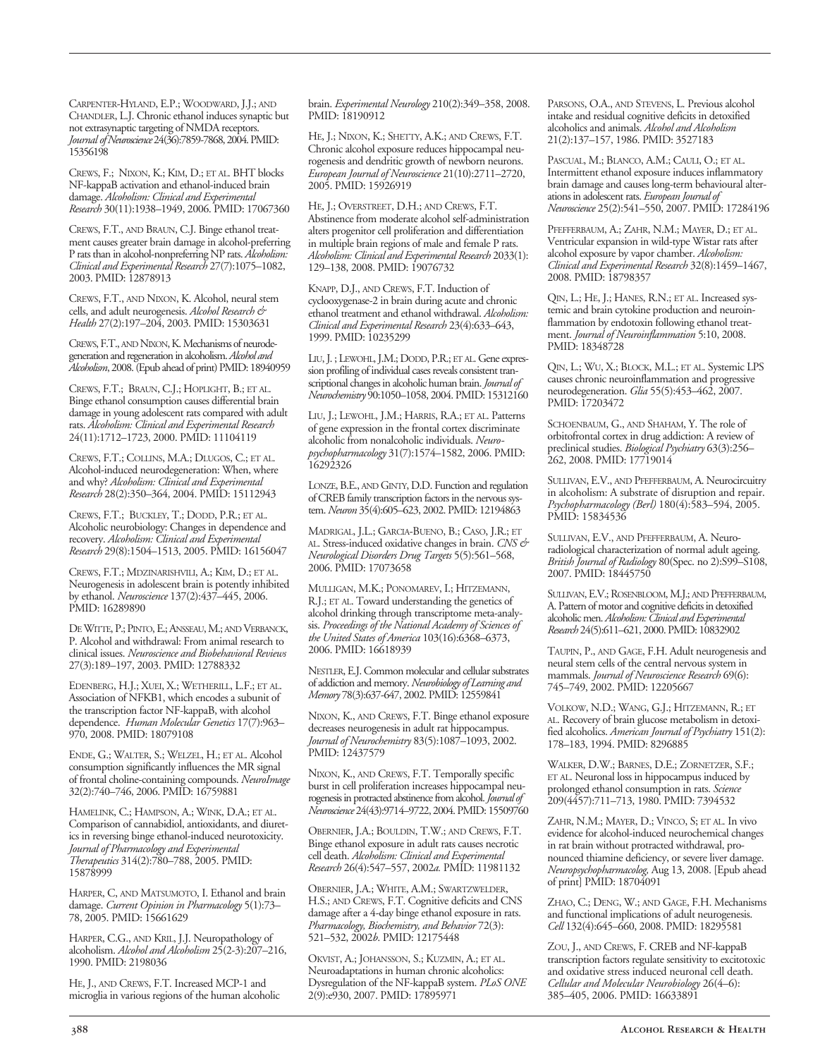CARPENTER-HYLAND, E.P.; WOODWARD, J.J.; AND CHANDLER, L.J. Chronic ethanol induces synaptic but not extrasynaptic targeting of NMDA receptors. *Journal of Neuroscience* 24(36):7859-7868, 2004. PMID: 15356198

CREWS, F.; NIXON, K.; KIM, D.; ET AL. BHT blocks NF-kappaB activation and ethanol-induced brain damage. *Alcoholism: Clinical and Experimental Research* 30(11):1938–1949, 2006. PMID: 17067360

CREWS, F.T., AND BRAUN, C.J. Binge ethanol treatment causes greater brain damage in alcohol-preferring P rats than in alcohol-nonpreferring NP rats. *Alcoholism: Clinical and Experimental Research* 27(7):1075–1082, 2003. PMID: 12878913

CREWS, F.T., AND NIXON, K. Alcohol, neural stem cells, and adult neurogenesis. *Alcohol Research & Health* 27(2):197–204, 2003. PMID: 15303631

CREWS, F.T., AND NIXON, K. Mechanisms of neurodegeneration and regeneration in alcoholism. *Alcohol and Alcoholism*, 2008. (Epub ahead of print) PMID: 18940959

CREWS, F.T.; BRAUN, C.J.; HOPLIGHT, B.; ET AL. Binge ethanol consumption causes differential brain damage in young adolescent rats compared with adult rats. *Alcoholism: Clinical and Experimental Research* 24(11):1712–1723, 2000. PMID: 11104119

CREWS, F.T.; COLLINS, M.A.; DLUGOS, C.; ET AL. Alcohol-induced neurodegeneration: When, where and why? *Alcoholism: Clinical and Experimental Research* 28(2):350–364, 2004. PMID: 15112943

CREWS, F.T.; BUCKLEY, T.; DODD, P.R.; ET AL. Alcoholic neurobiology: Changes in dependence and recovery. *Alcoholism: Clinical and Experimental Research* 29(8):1504–1513, 2005. PMID: 16156047

CREWS, F.T.; MDZINARISHVILI, A.; KIM, D.; ET AL. Neurogenesis in adolescent brain is potently inhibited by ethanol. *Neuroscience* 137(2):437–445, 2006. PMID: 16289890

DE WITTE, P.; PINTO, E.; ANSSEAU, M.; AND VERBANCK, P. Alcohol and withdrawal: From animal research to clinical issues. *Neuroscience and Biobehavioral Reviews* 27(3):189–197, 2003. PMID: 12788332

EDENBERG, H.J.; XUEI, X.; WETHERILL, L.F.; ET AL. Association of NFKB1, which encodes a subunit of the transcription factor NF-kappaB, with alcohol dependence. *Human Molecular Genetics* 17(7):963–970, 2008. PMID: 18079108

ENDE, G.; WALTER, S.; WELZEL, H.; ET AL. Alcohol consumption significantly influences the MR signal of frontal choline-containing compounds. *NeuroImage* 32(2):740–746, 2006. PMID: 16759881

HAMELINK, C.; HAMPSON, A.; WINK, D.A.; ET AL. Comparison of cannabidiol, antioxidants, and diuretics in reversing binge ethanol-induced neurotoxicity. *Journal of Pharmacology and Experimental Therapeutics* 314(2):780–788, 2005. PMID: 15878999

HARPER, C, AND MATSUMOTO, I. Ethanol and brain damage. *Current Opinion in Pharmacology* 5(1):73–78, 2005. PMID: 15661629

HARPER, C.G., AND KRIL, J.J. Neuropathology of alcoholism. *Alcohol and Alcoholism* 25(2-3):207–216, 1990. PMID: 2198036

HE, J., AND CREWS, F.T. Increased MCP-1 and microglia in various regions of the human alcoholic brain. *Experimental Neurology* 210(2):349–358, 2008. PMID: 18190912

HE, J.; NIXON, K.; SHETTY, A.K.; AND CREWS, F.T. Chronic alcohol exposure reduces hippocampal neurogenesis and dendritic growth of newborn neurons. *European Journal of Neuroscience* 21(10):2711–2720, 2005. PMID: 15926919

HE, J.; OVERSTREET, D.H.; AND CREWS, F.T. Abstinence from moderate alcohol self-administration alters progenitor cell proliferation and differentiation in multiple brain regions of male and female P rats. *Alcoholism: Clinical and Experimental Research* 2033(1): 129–138, 2008. PMID: 19076732

KNAPP, D.J., AND CREWS, F.T. Induction of cyclooxygenase-2 in brain during acute and chronic ethanol treatment and ethanol withdrawal. *Alcoholism: Clinical and Experimental Research* 23(4):633–643, 1999. PMID: 10235299

LIU, J. ; LEWOHL, J.M.; DODD, P.R.; ET AL. Gene expression profiling of individual cases reveals consistent transcriptional changes in alcoholic human brain. *Journal of Neurochemistry* 90:1050–1058, 2004. PMID: 15312160

LIU, J.; LEWOHL, J.M.; HARRIS, R.A.; ET AL. Patterns of gene expression in the frontal cortex discriminate alcoholic from nonalcoholic individuals. *Neuropsychopharmacology* 31(7):1574–1582, 2006. PMID: 16292326

LONZE, B.E., AND GINTY, D.D. Function and regulation of CREB family transcription factors in the nervous system. *Neuron* 35(4):605–623, 2002. PMID: 12194863

MADRIGAL, J.L.; GARCIA-BUENO, B.; CASO, J.R.; ET AL. Stress-induced oxidative changes in brain. *CNS & Neurological Disorders Drug Targets* 5(5):561–568, 2006. PMID: 17073658

MULLIGAN, M.K.; PONOMAREV, I.; HITZEMANN, R.J.; ET AL. Toward understanding the genetics of alcohol drinking through transcriptome meta-analysis. *Proceedings of the National Academy of Sciences of the United States of America* 103(16):6368–6373, 2006. PMID: 16618939

NESTLER, E.J. Common molecular and cellular substrates of addiction and memory. *Neurobiology of Learning and Memory* 78(3):637-647, 2002. PMID: 12559841

NIXON, K., AND CREWS, F.T. Binge ethanol exposure decreases neurogenesis in adult rat hippocampus. *Journal of Neurochemistry* 83(5):1087–1093, 2002. PMID: 12437579

NIXON, K., AND CREWS, F.T. Temporally specific burst in cell proliferation increases hippocampal neurogenesis in protracted abstinence from alcohol. *Journal of Neuroscience* 24(43):9714–9722, 2004. PMID: 15509760

OBERNIER, J.A.; BOULDIN, T.W.; AND CREWS, F.T. Binge ethanol exposure in adult rats causes necrotic cell death. *Alcoholism: Clinical and Experimental Research* 26(4):547–557, 2002*a.* PMID: 11981132

OBERNIER, J.A.; WHITE, A.M.; SWARTZWELDER, H.S.; AND CREWS, F.T. Cognitive deficits and CNS damage after a 4-day binge ethanol exposure in rats. *Pharmacology, Biochemistry, and Behavior* 72(3): 521–532, 2002*b*. PMID: 12175448

OKVIST, A.; JOHANSSON, S.; KUZMIN, A.; ET AL. Neuroadaptations in human chronic alcoholics: Dysregulation of the NF-kappaB system. *PLoS ONE* 2(9):e930, 2007. PMID: 17895971

PARSONS, O.A., AND STEVENS, L. Previous alcohol intake and residual cognitive deficits in detoxified alcoholics and animals. *Alcohol and Alcoholism* 21(2):137–157, 1986. PMID: 3527183

PASCUAL, M.; BLANCO, A.M.; CAULI, O.; ET AL. Intermittent ethanol exposure induces inflammatory brain damage and causes long-term behavioural alterations in adolescent rats. *European Journal of Neuroscience* 25(2):541–550, 2007. PMID: 17284196

PFEFFERBAUM, A.; ZAHR, N.M.; MAYER, D.; ET AL. Ventricular expansion in wild-type Wistar rats after alcohol exposure by vapor chamber. *Alcoholism: Clinical and Experimental Research* 32(8):1459–1467, 2008. PMID: 18798357

QIN, L.; HE, J.; HANES, R.N.; ET AL. Increased systemic and brain cytokine production and neuroinflammation by endotoxin following ethanol treatment. *Journal of Neuroinflammation* 5:10, 2008. PMID: 18348728

QIN, L.; WU, X.; BLOCK, M.L.; ET AL. Systemic LPS causes chronic neuroinflammation and progressive neurodegeneration. *Glia* 55(5):453–462, 2007. PMID: 17203472

SCHOENBAUM, G., AND SHAHAM, Y. The role of orbitofrontal cortex in drug addiction: A review of preclinical studies. *Biological Psychiatry* 63(3):256–262, 2008. PMID: 17719014

SULLIVAN, E.V., AND PFEFFERBAUM, A. Neurocircuitry in alcoholism: A substrate of disruption and repair. *Psychopharmacology (Berl)* 180(4):583–594, 2005. PMID: 15834536

SULLIVAN, E.V., AND PFEFFERBAUM, A. Neuroradiological characterization of normal adult ageing. *British Journal of Radiology* 80(Spec. no 2):S99–S108, 2007. PMID: 18445750

SULLIVAN, E.V.; ROSENBLOOM, M.J.; AND PFEFFERBAUM, A. Pattern of motor and cognitive deficits in detoxified alcoholic men. *Alcoholism: Clinical and Experimental Research* 24(5):611–621, 2000. PMID: 10832902

TAUPIN, P., AND GAGE, F.H. Adult neurogenesis and neural stem cells of the central nervous system in mammals. *Journal of Neuroscience Research* 69(6): 745–749, 2002. PMID: 12205667

VOLKOW, N.D.; WANG, G.J.; HITZEMANN, R.; ET AL. Recovery of brain glucose metabolism in detoxified alcoholics. *American Journal of Psychiatry* 151(2): 178–183, 1994. PMID: 8296885

WALKER, D.W.; BARNES, D.E.; ZORNETZER, S.F.; ET AL. Neuronal loss in hippocampus induced by prolonged ethanol consumption in rats. *Science* 209(4457):711–713, 1980. PMID: 7394532

ZAHR, N.M.; MAYER, D.; VINCO, S; ET AL. In vivo evidence for alcohol-induced neurochemical changes in rat brain without protracted withdrawal, pronounced thiamine deficiency, or severe liver damage. *Neuropsychopharmacolog,* Aug 13, 2008. [Epub ahead of print] PMID: 18704091

ZHAO, C.; DENG, W.; AND GAGE, F.H. Mechanisms and functional implications of adult neurogenesis. *Cell* 132(4):645–660, 2008. PMID: 18295581

ZOU, J., AND CREWS, F. CREB and NF-kappaB transcription factors regulate sensitivity to excitotoxic and oxidative stress induced neuronal cell death. *Cellular and Molecular Neurobiology* 26(4–6): 385–405, 2006. PMID: 16633891